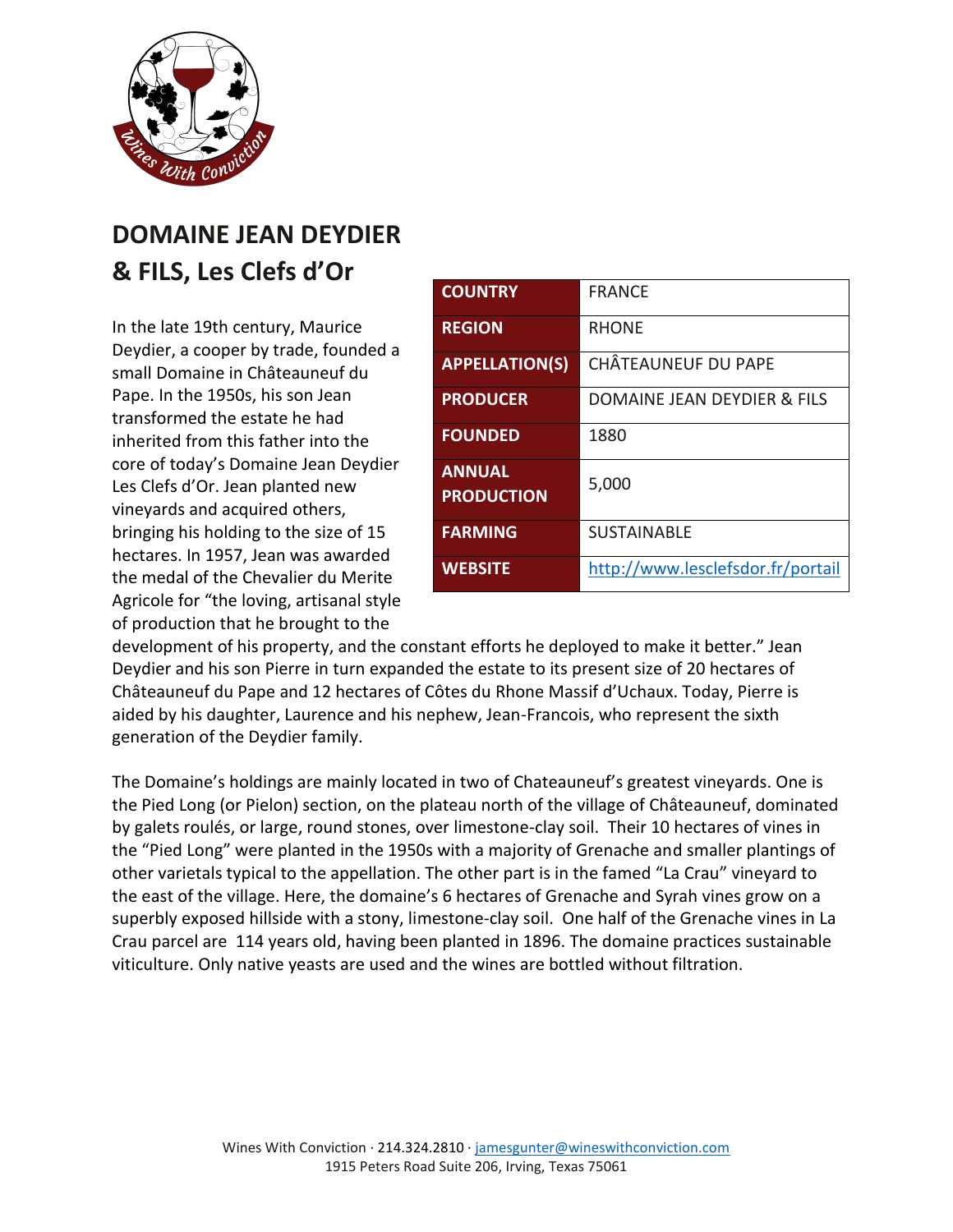# DOMAINE JEAN DEYDIER & FILS, Les Clefs d'Or

| COUNTRY | FRANCE |
|---|---|
| REGION | RHONE |
| APPELLATION(S) | CHÂTEAUNEUF DU PAPE |
| PRODUCER | DOMAINE JEAN DEYDIER & FILS |
| FOUNDED | 1880 |
| ANNUAL PRODUCTION | 5,000 |
| FARMING | SUSTAINABLE |
| WEBSITE | http://www.lesclefsdor.fr/portail |

In the late 19th century, Maurice Deydier, a cooper by trade, founded a small Domaine in Châteauneuf du Pape. In the 1950s, his son Jean transformed the estate he had inherited from this father into the core of today's Domaine Jean Deydier Les Clefs d'Or. Jean planted new vineyards and acquired others, bringing his holding to the size of 15 hectares. In 1957, Jean was awarded the medal of the Chevalier du Merite Agricole for "the loving, artisanal style of production that he brought to the development of his property, and the constant efforts he deployed to make it better." Jean Deydier and his son Pierre in turn expanded the estate to its present size of 20 hectares of Châteauneuf du Pape and 12 hectares of Côtes du Rhone Massif d'Uchaux. Today, Pierre is aided by his daughter, Laurence and his nephew, Jean-Francois, who represent the sixth generation of the Deydier family.

The Domaine's holdings are mainly located in two of Chateauneuf's greatest vineyards. One is the Pied Long (or Pielon) section, on the plateau north of the village of Châteauneuf, dominated by galets roulés, or large, round stones, over limestone-clay soil. Their 10 hectares of vines in the "Pied Long" were planted in the 1950s with a majority of Grenache and smaller plantings of other varietals typical to the appellation. The other part is in the famed "La Crau" vineyard to the east of the village. Here, the domaine's 6 hectares of Grenache and Syrah vines grow on a superbly exposed hillside with a stony, limestone-clay soil. One half of the Grenache vines in La Crau parcel are 114 years old, having been planted in 1896. The domaine practices sustainable viticulture. Only native yeasts are used and the wines are bottled without filtration.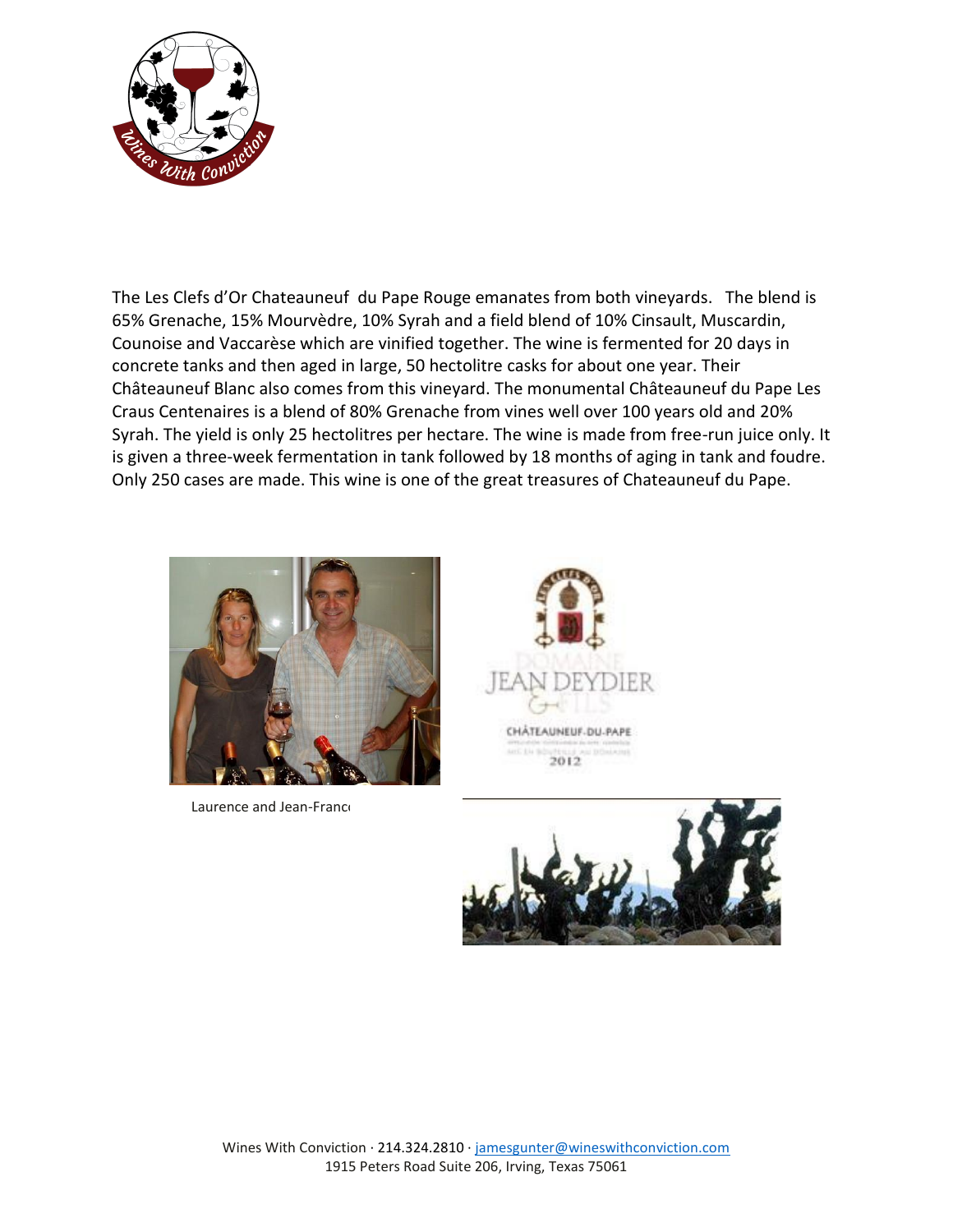The Les Clefs d'Or Chateauneuf du Pape Rouge emanates from both vineyards. The blend is 65% Grenache, 15% Mourvèdre, 10% Syrah and a field blend of 10% Cinsault, Muscardin, Counoise and Vaccarèse which are vinified together. The wine is fermented for 20 days in concrete tanks and then aged in large, 50 hectolitre casks for about one year. Their Châteauneuf Blanc also comes from this vineyard. The monumental Châteauneuf du Pape Les Craus Centenaires is a blend of 80% Grenache from vines well over 100 years old and 20% Syrah. The yield is only 25 hectolitres per hectare. The wine is made from free-run juice only. It is given a three-week fermentation in tank followed by 18 months of aging in tank and foudre. Only 250 cases are made. This wine is one of the great treasures of Chateauneuf du Pape.

Laurence and Jean-Franc

Wines With Conviction · 214.324.2810 · jamesgunter@wineswithconviction.com
1915 Peters Road Suite 206, Irving, Texas 75061